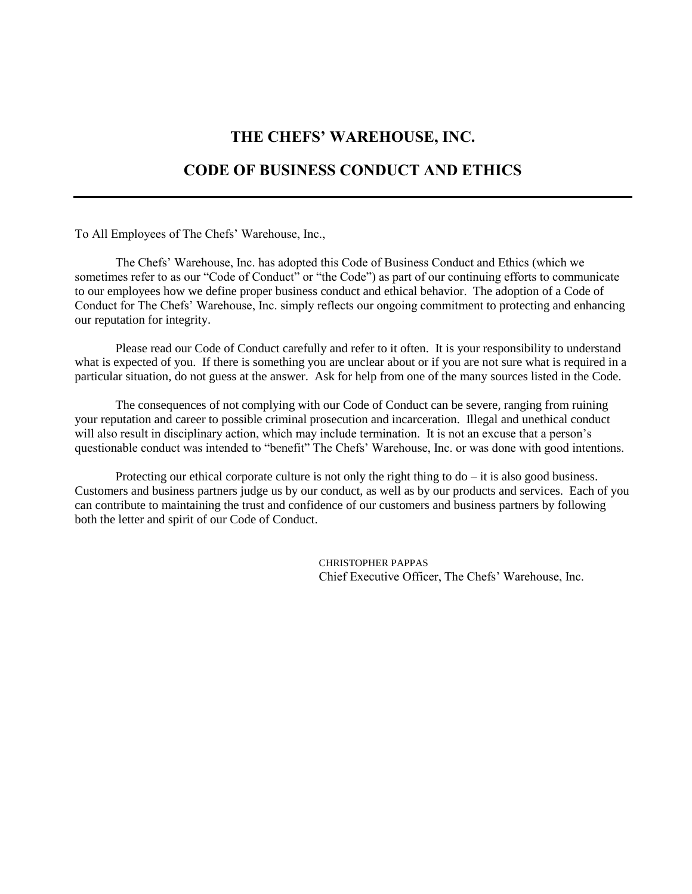# THE CHEFS' WAREHOUSE, INC.

# CODE OF BUSINESS CONDUCT AND ETHICS

---

To All Employees of The Chefs' Warehouse, Inc.,

The Chefs' Warehouse, Inc. has adopted this Code of Business Conduct and Ethics (which we sometimes refer to as our "Code of Conduct" or "the Code") as part of our continuing efforts to communicate to our employees how we define proper business conduct and ethical behavior. The adoption of a Code of Conduct for The Chefs' Warehouse, Inc. simply reflects our ongoing commitment to protecting and enhancing our reputation for integrity.

Please read our Code of Conduct carefully and refer to it often. It is your responsibility to understand what is expected of you. If there is something you are unclear about or if you are not sure what is required in a particular situation, do not guess at the answer. Ask for help from one of the many sources listed in the Code.

The consequences of not complying with our Code of Conduct can be severe, ranging from ruining your reputation and career to possible criminal prosecution and incarceration. Illegal and unethical conduct will also result in disciplinary action, which may include termination. It is not an excuse that a person's questionable conduct was intended to "benefit" The Chefs' Warehouse, Inc. or was done with good intentions.

Protecting our ethical corporate culture is not only the right thing to do – it is also good business. Customers and business partners judge us by our conduct, as well as by our products and services. Each of you can contribute to maintaining the trust and confidence of our customers and business partners by following both the letter and spirit of our Code of Conduct.

CHRISTOPHER PAPPAS
Chief Executive Officer, The Chefs' Warehouse, Inc.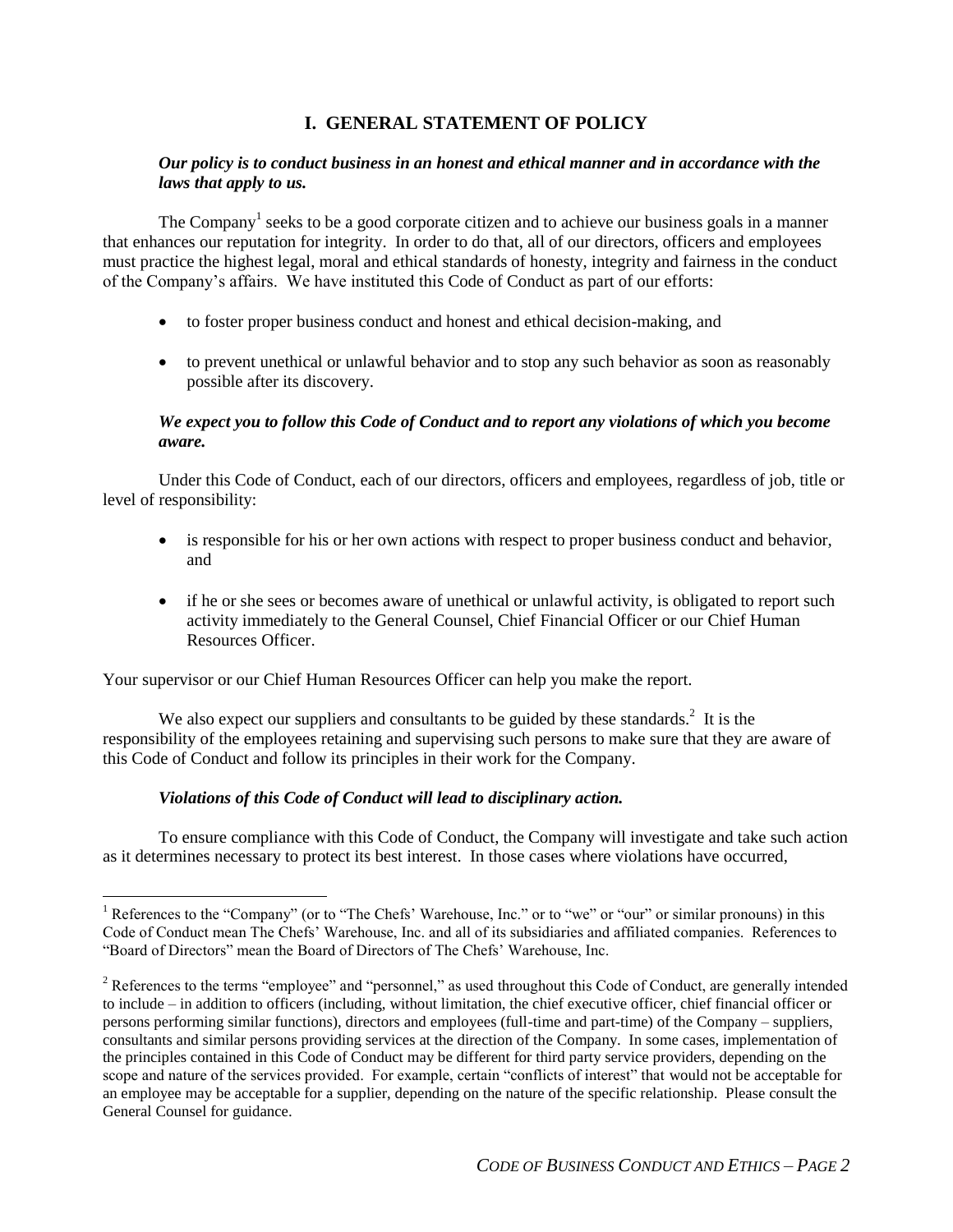## I. GENERAL STATEMENT OF POLICY

***Our policy is to conduct business in an honest and ethical manner and in accordance with the laws that apply to us.***

The Company[1] seeks to be a good corporate citizen and to achieve our business goals in a manner that enhances our reputation for integrity. In order to do that, all of our directors, officers and employees must practice the highest legal, moral and ethical standards of honesty, integrity and fairness in the conduct of the Company's affairs. We have instituted this Code of Conduct as part of our efforts:

- to foster proper business conduct and honest and ethical decision-making, and
- to prevent unethical or unlawful behavior and to stop any such behavior as soon as reasonably possible after its discovery.

***We expect you to follow this Code of Conduct and to report any violations of which you become aware.***

Under this Code of Conduct, each of our directors, officers and employees, regardless of job, title or level of responsibility:

- is responsible for his or her own actions with respect to proper business conduct and behavior, and
- if he or she sees or becomes aware of unethical or unlawful activity, is obligated to report such activity immediately to the General Counsel, Chief Financial Officer or our Chief Human Resources Officer.

Your supervisor or our Chief Human Resources Officer can help you make the report.

We also expect our suppliers and consultants to be guided by these standards.[2] It is the responsibility of the employees retaining and supervising such persons to make sure that they are aware of this Code of Conduct and follow its principles in their work for the Company.

***Violations of this Code of Conduct will lead to disciplinary action.***

To ensure compliance with this Code of Conduct, the Company will investigate and take such action as it determines necessary to protect its best interest. In those cases where violations have occurred,

---

[1] References to the "Company" (or to "The Chefs' Warehouse, Inc." or to "we" or "our" or similar pronouns) in this Code of Conduct mean The Chefs' Warehouse, Inc. and all of its subsidiaries and affiliated companies. References to "Board of Directors" mean the Board of Directors of The Chefs' Warehouse, Inc.

[2] References to the terms "employee" and "personnel," as used throughout this Code of Conduct, are generally intended to include – in addition to officers (including, without limitation, the chief executive officer, chief financial officer or persons performing similar functions), directors and employees (full-time and part-time) of the Company – suppliers, consultants and similar persons providing services at the direction of the Company. In some cases, implementation of the principles contained in this Code of Conduct may be different for third party service providers, depending on the scope and nature of the services provided. For example, certain "conflicts of interest" that would not be acceptable for an employee may be acceptable for a supplier, depending on the nature of the specific relationship. Please consult the General Counsel for guidance.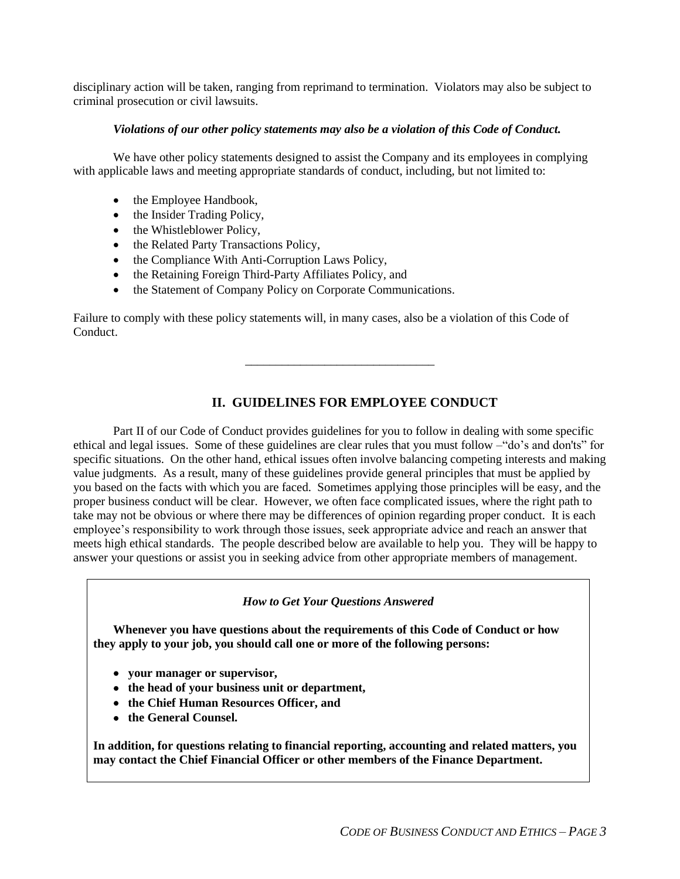disciplinary action will be taken, ranging from reprimand to termination. Violators may also be subject to criminal prosecution or civil lawsuits.

***Violations of our other policy statements may also be a violation of this Code of Conduct.***

We have other policy statements designed to assist the Company and its employees in complying with applicable laws and meeting appropriate standards of conduct, including, but not limited to:

- the Employee Handbook,
- the Insider Trading Policy,
- the Whistleblower Policy,
- the Related Party Transactions Policy,
- the Compliance With Anti-Corruption Laws Policy,
- the Retaining Foreign Third-Party Affiliates Policy, and
- the Statement of Company Policy on Corporate Communications.

Failure to comply with these policy statements will, in many cases, also be a violation of this Code of Conduct.

---

## II. GUIDELINES FOR EMPLOYEE CONDUCT

Part II of our Code of Conduct provides guidelines for you to follow in dealing with some specific ethical and legal issues. Some of these guidelines are clear rules that you must follow –"do's and don'ts" for specific situations. On the other hand, ethical issues often involve balancing competing interests and making value judgments. As a result, many of these guidelines provide general principles that must be applied by you based on the facts with which you are faced. Sometimes applying those principles will be easy, and the proper business conduct will be clear. However, we often face complicated issues, where the right path to take may not be obvious or where there may be differences of opinion regarding proper conduct. It is each employee's responsibility to work through those issues, seek appropriate advice and reach an answer that meets high ethical standards. The people described below are available to help you. They will be happy to answer your questions or assist you in seeking advice from other appropriate members of management.

***How to Get Your Questions Answered***

**Whenever you have questions about the requirements of this Code of Conduct or how they apply to your job, you should call one or more of the following persons:**

- **your manager or supervisor,**
- **the head of your business unit or department,**
- **the Chief Human Resources Officer, and**
- **the General Counsel.**

**In addition, for questions relating to financial reporting, accounting and related matters, you may contact the Chief Financial Officer or other members of the Finance Department.**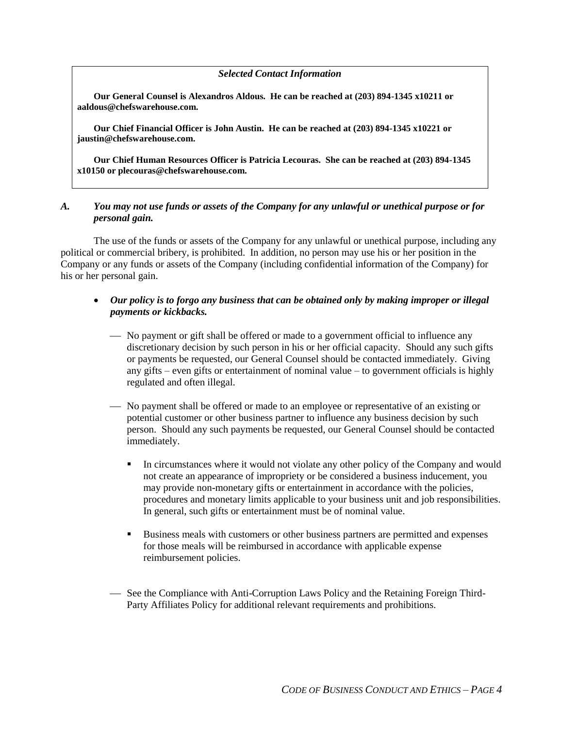> ***Selected Contact Information***
>
> **Our General Counsel is Alexandros Aldous. He can be reached at (203) 894-1345 x10211 or aaldous@chefswarehouse.com.**
>
> **Our Chief Financial Officer is John Austin. He can be reached at (203) 894-1345 x10221 or jaustin@chefswarehouse.com.**
>
> **Our Chief Human Resources Officer is Patricia Lecouras. She can be reached at (203) 894-1345 x10150 or plecouras@chefswarehouse.com.**

### *A. You may not use funds or assets of the Company for any unlawful or unethical purpose or for personal gain.*

The use of the funds or assets of the Company for any unlawful or unethical purpose, including any political or commercial bribery, is prohibited. In addition, no person may use his or her position in the Company or any funds or assets of the Company (including confidential information of the Company) for his or her personal gain.

- ***Our policy is to forgo any business that can be obtained only by making improper or illegal payments or kickbacks.***
  - No payment or gift shall be offered or made to a government official to influence any discretionary decision by such person in his or her official capacity. Should any such gifts or payments be requested, our General Counsel should be contacted immediately. Giving any gifts – even gifts or entertainment of nominal value – to government officials is highly regulated and often illegal.
  - No payment shall be offered or made to an employee or representative of an existing or potential customer or other business partner to influence any business decision by such person. Should any such payments be requested, our General Counsel should be contacted immediately.
    - In circumstances where it would not violate any other policy of the Company and would not create an appearance of impropriety or be considered a business inducement, you may provide non-monetary gifts or entertainment in accordance with the policies, procedures and monetary limits applicable to your business unit and job responsibilities. In general, such gifts or entertainment must be of nominal value.
    - Business meals with customers or other business partners are permitted and expenses for those meals will be reimbursed in accordance with applicable expense reimbursement policies.
  - See the Compliance with Anti-Corruption Laws Policy and the Retaining Foreign Third-Party Affiliates Policy for additional relevant requirements and prohibitions.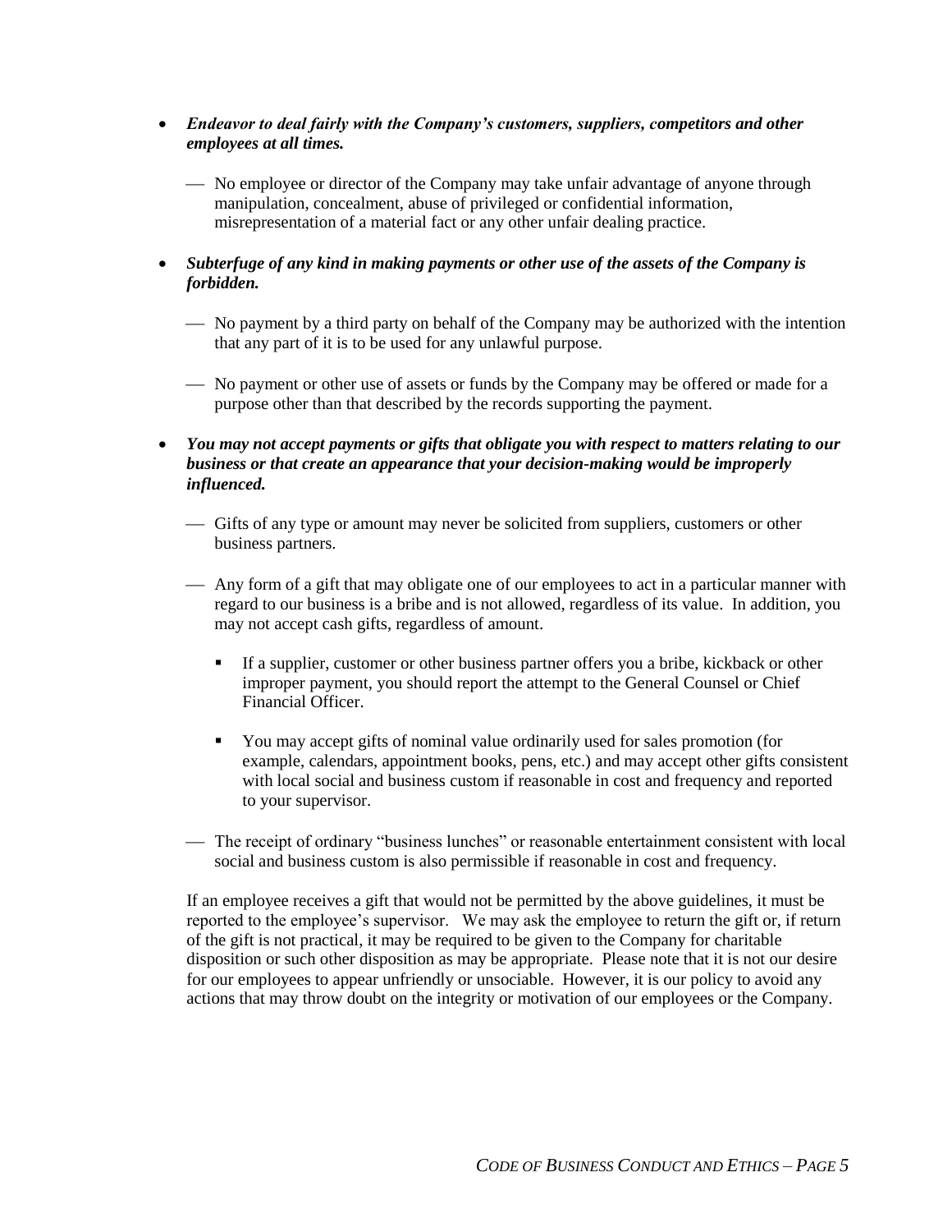- ***Endeavor to deal fairly with the Company's customers, suppliers, competitors and other employees at all times.***

  - No employee or director of the Company may take unfair advantage of anyone through manipulation, concealment, abuse of privileged or confidential information, misrepresentation of a material fact or any other unfair dealing practice.

- ***Subterfuge of any kind in making payments or other use of the assets of the Company is forbidden.***

  - No payment by a third party on behalf of the Company may be authorized with the intention that any part of it is to be used for any unlawful purpose.

  - No payment or other use of assets or funds by the Company may be offered or made for a purpose other than that described by the records supporting the payment.

- ***You may not accept payments or gifts that obligate you with respect to matters relating to our business or that create an appearance that your decision-making would be improperly influenced.***

  - Gifts of any type or amount may never be solicited from suppliers, customers or other business partners.

  - Any form of a gift that may obligate one of our employees to act in a particular manner with regard to our business is a bribe and is not allowed, regardless of its value. In addition, you may not accept cash gifts, regardless of amount.

    - If a supplier, customer or other business partner offers you a bribe, kickback or other improper payment, you should report the attempt to the General Counsel or Chief Financial Officer.

    - You may accept gifts of nominal value ordinarily used for sales promotion (for example, calendars, appointment books, pens, etc.) and may accept other gifts consistent with local social and business custom if reasonable in cost and frequency and reported to your supervisor.

  - The receipt of ordinary "business lunches" or reasonable entertainment consistent with local social and business custom is also permissible if reasonable in cost and frequency.

If an employee receives a gift that would not be permitted by the above guidelines, it must be reported to the employee's supervisor. We may ask the employee to return the gift or, if return of the gift is not practical, it may be required to be given to the Company for charitable disposition or such other disposition as may be appropriate. Please note that it is not our desire for our employees to appear unfriendly or unsociable. However, it is our policy to avoid any actions that may throw doubt on the integrity or motivation of our employees or the Company.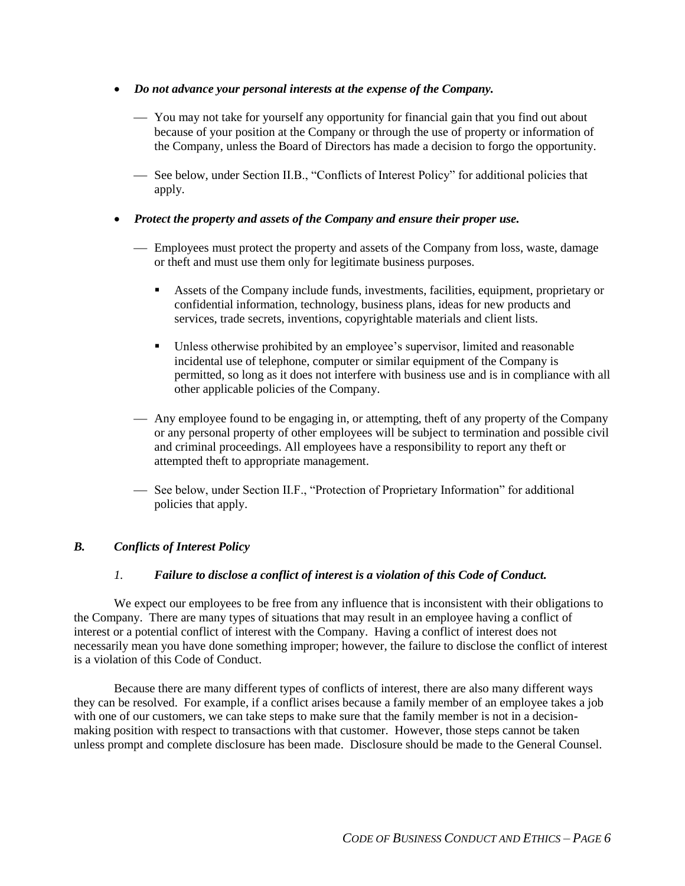- ***Do not advance your personal interests at the expense of the Company.***

  - You may not take for yourself any opportunity for financial gain that you find out about because of your position at the Company or through the use of property or information of the Company, unless the Board of Directors has made a decision to forgo the opportunity.

  - See below, under Section II.B., "Conflicts of Interest Policy" for additional policies that apply.

- ***Protect the property and assets of the Company and ensure their proper use.***

  - Employees must protect the property and assets of the Company from loss, waste, damage or theft and must use them only for legitimate business purposes.

    - Assets of the Company include funds, investments, facilities, equipment, proprietary or confidential information, technology, business plans, ideas for new products and services, trade secrets, inventions, copyrightable materials and client lists.

    - Unless otherwise prohibited by an employee's supervisor, limited and reasonable incidental use of telephone, computer or similar equipment of the Company is permitted, so long as it does not interfere with business use and is in compliance with all other applicable policies of the Company.

  - Any employee found to be engaging in, or attempting, theft of any property of the Company or any personal property of other employees will be subject to termination and possible civil and criminal proceedings. All employees have a responsibility to report any theft or attempted theft to appropriate management.

  - See below, under Section II.F., "Protection of Proprietary Information" for additional policies that apply.

### *B. Conflicts of Interest Policy*

#### *1.* ***Failure to disclose a conflict of interest is a violation of this Code of Conduct.***

We expect our employees to be free from any influence that is inconsistent with their obligations to the Company. There are many types of situations that may result in an employee having a conflict of interest or a potential conflict of interest with the Company. Having a conflict of interest does not necessarily mean you have done something improper; however, the failure to disclose the conflict of interest is a violation of this Code of Conduct.

Because there are many different types of conflicts of interest, there are also many different ways they can be resolved. For example, if a conflict arises because a family member of an employee takes a job with one of our customers, we can take steps to make sure that the family member is not in a decision-making position with respect to transactions with that customer. However, those steps cannot be taken unless prompt and complete disclosure has been made. Disclosure should be made to the General Counsel.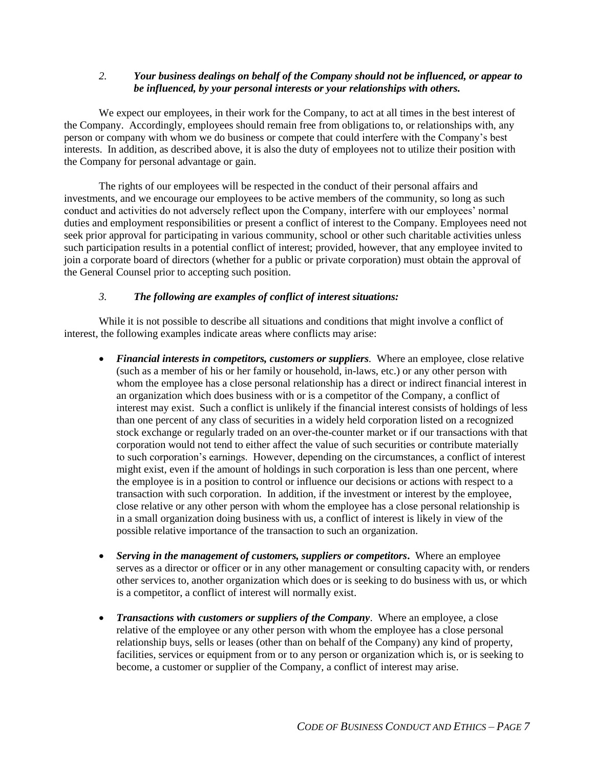### *2. Your business dealings on behalf of the Company should not be influenced, or appear to be influenced, by your personal interests or your relationships with others.*

We expect our employees, in their work for the Company, to act at all times in the best interest of the Company. Accordingly, employees should remain free from obligations to, or relationships with, any person or company with whom we do business or compete that could interfere with the Company's best interests. In addition, as described above, it is also the duty of employees not to utilize their position with the Company for personal advantage or gain.

The rights of our employees will be respected in the conduct of their personal affairs and investments, and we encourage our employees to be active members of the community, so long as such conduct and activities do not adversely reflect upon the Company, interfere with our employees' normal duties and employment responsibilities or present a conflict of interest to the Company. Employees need not seek prior approval for participating in various community, school or other such charitable activities unless such participation results in a potential conflict of interest; provided, however, that any employee invited to join a corporate board of directors (whether for a public or private corporation) must obtain the approval of the General Counsel prior to accepting such position.

### *3. The following are examples of conflict of interest situations:*

While it is not possible to describe all situations and conditions that might involve a conflict of interest, the following examples indicate areas where conflicts may arise:

- ***Financial interests in competitors, customers or suppliers***. Where an employee, close relative (such as a member of his or her family or household, in-laws, etc.) or any other person with whom the employee has a close personal relationship has a direct or indirect financial interest in an organization which does business with or is a competitor of the Company, a conflict of interest may exist. Such a conflict is unlikely if the financial interest consists of holdings of less than one percent of any class of securities in a widely held corporation listed on a recognized stock exchange or regularly traded on an over-the-counter market or if our transactions with that corporation would not tend to either affect the value of such securities or contribute materially to such corporation's earnings. However, depending on the circumstances, a conflict of interest might exist, even if the amount of holdings in such corporation is less than one percent, where the employee is in a position to control or influence our decisions or actions with respect to a transaction with such corporation. In addition, if the investment or interest by the employee, close relative or any other person with whom the employee has a close personal relationship is in a small organization doing business with us, a conflict of interest is likely in view of the possible relative importance of the transaction to such an organization.

- ***Serving in the management of customers, suppliers or competitors***. Where an employee serves as a director or officer or in any other management or consulting capacity with, or renders other services to, another organization which does or is seeking to do business with us, or which is a competitor, a conflict of interest will normally exist.

- ***Transactions with customers or suppliers of the Company***. Where an employee, a close relative of the employee or any other person with whom the employee has a close personal relationship buys, sells or leases (other than on behalf of the Company) any kind of property, facilities, services or equipment from or to any person or organization which is, or is seeking to become, a customer or supplier of the Company, a conflict of interest may arise.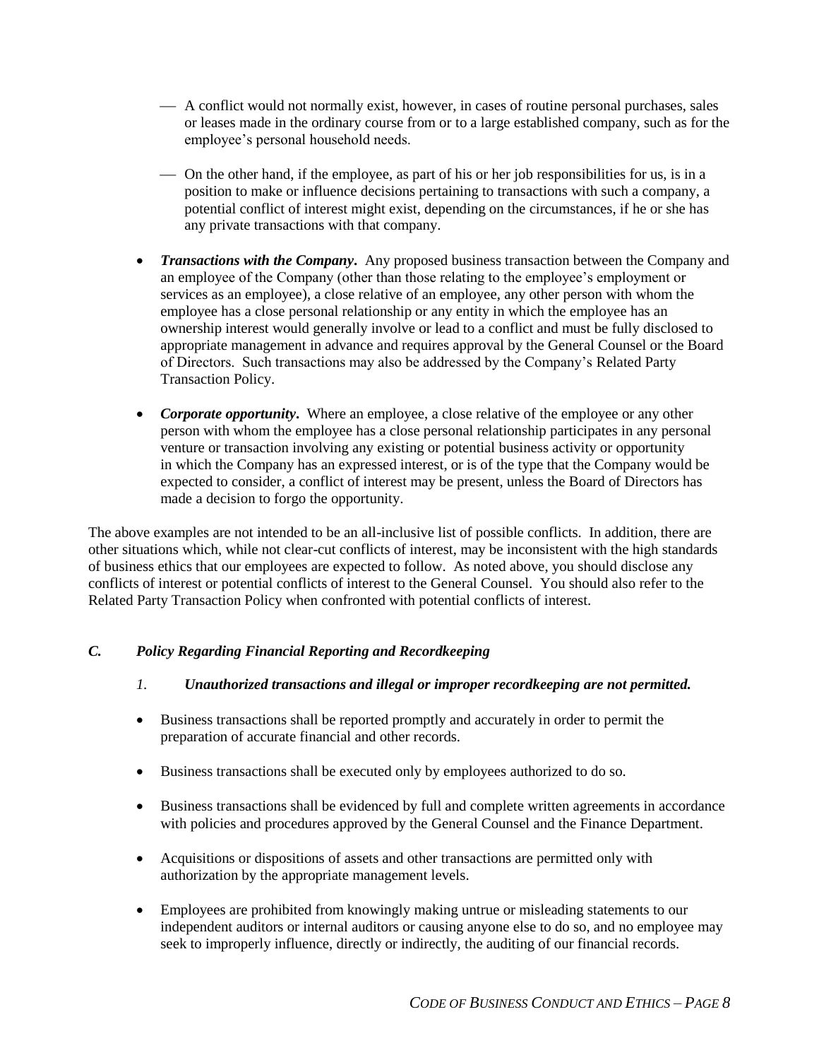- — A conflict would not normally exist, however, in cases of routine personal purchases, sales or leases made in the ordinary course from or to a large established company, such as for the employee's personal household needs.

  — On the other hand, if the employee, as part of his or her job responsibilities for us, is in a position to make or influence decisions pertaining to transactions with such a company, a potential conflict of interest might exist, depending on the circumstances, if he or she has any private transactions with that company.

- ***Transactions with the Company***. Any proposed business transaction between the Company and an employee of the Company (other than those relating to the employee's employment or services as an employee), a close relative of an employee, any other person with whom the employee has a close personal relationship or any entity in which the employee has an ownership interest would generally involve or lead to a conflict and must be fully disclosed to appropriate management in advance and requires approval by the General Counsel or the Board of Directors. Such transactions may also be addressed by the Company's Related Party Transaction Policy.

- ***Corporate opportunity***. Where an employee, a close relative of the employee or any other person with whom the employee has a close personal relationship participates in any personal venture or transaction involving any existing or potential business activity or opportunity in which the Company has an expressed interest, or is of the type that the Company would be expected to consider, a conflict of interest may be present, unless the Board of Directors has made a decision to forgo the opportunity.

The above examples are not intended to be an all-inclusive list of possible conflicts. In addition, there are other situations which, while not clear-cut conflicts of interest, may be inconsistent with the high standards of business ethics that our employees are expected to follow. As noted above, you should disclose any conflicts of interest or potential conflicts of interest to the General Counsel. You should also refer to the Related Party Transaction Policy when confronted with potential conflicts of interest.

### *C. Policy Regarding Financial Reporting and Recordkeeping*

#### *1. Unauthorized transactions and illegal or improper recordkeeping are not permitted.*

- Business transactions shall be reported promptly and accurately in order to permit the preparation of accurate financial and other records.

- Business transactions shall be executed only by employees authorized to do so.

- Business transactions shall be evidenced by full and complete written agreements in accordance with policies and procedures approved by the General Counsel and the Finance Department.

- Acquisitions or dispositions of assets and other transactions are permitted only with authorization by the appropriate management levels.

- Employees are prohibited from knowingly making untrue or misleading statements to our independent auditors or internal auditors or causing anyone else to do so, and no employee may seek to improperly influence, directly or indirectly, the auditing of our financial records.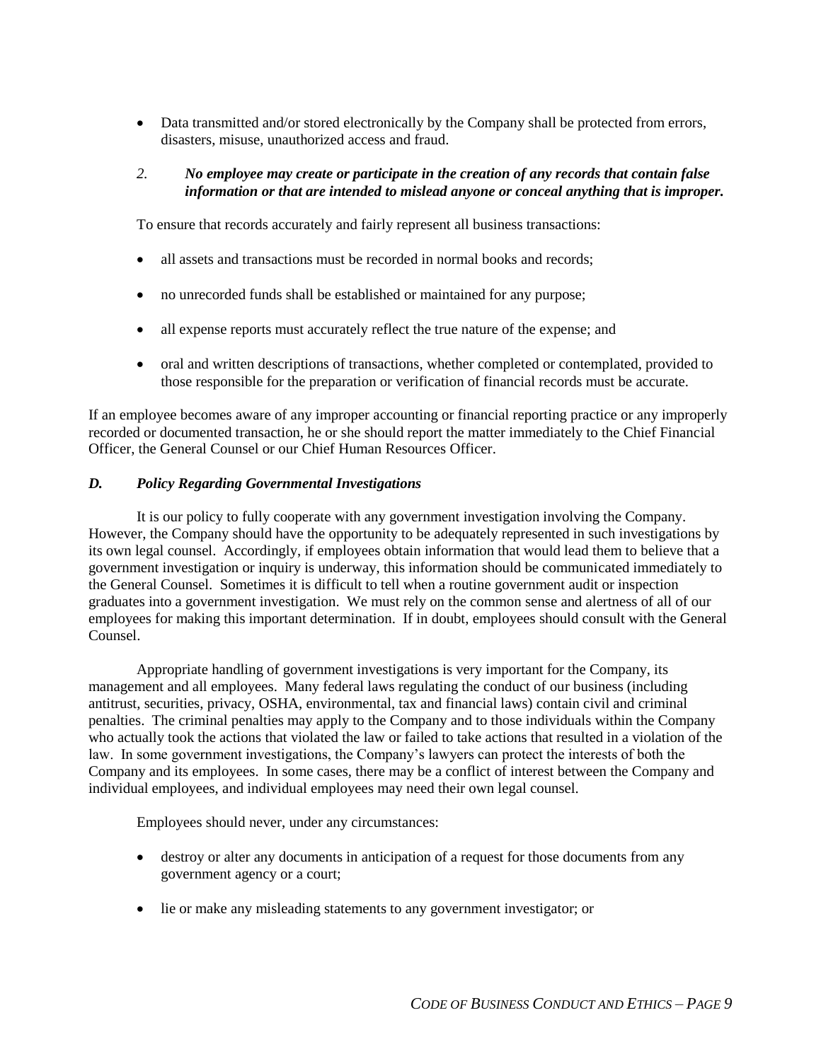- Data transmitted and/or stored electronically by the Company shall be protected from errors, disasters, misuse, unauthorized access and fraud.

*2.* ***No employee may create or participate in the creation of any records that contain false information or that are intended to mislead anyone or conceal anything that is improper.***

To ensure that records accurately and fairly represent all business transactions:

- all assets and transactions must be recorded in normal books and records;
- no unrecorded funds shall be established or maintained for any purpose;
- all expense reports must accurately reflect the true nature of the expense; and
- oral and written descriptions of transactions, whether completed or contemplated, provided to those responsible for the preparation or verification of financial records must be accurate.

If an employee becomes aware of any improper accounting or financial reporting practice or any improperly recorded or documented transaction, he or she should report the matter immediately to the Chief Financial Officer, the General Counsel or our Chief Human Resources Officer.

### *D. Policy Regarding Governmental Investigations*

It is our policy to fully cooperate with any government investigation involving the Company. However, the Company should have the opportunity to be adequately represented in such investigations by its own legal counsel. Accordingly, if employees obtain information that would lead them to believe that a government investigation or inquiry is underway, this information should be communicated immediately to the General Counsel. Sometimes it is difficult to tell when a routine government audit or inspection graduates into a government investigation. We must rely on the common sense and alertness of all of our employees for making this important determination. If in doubt, employees should consult with the General Counsel.

Appropriate handling of government investigations is very important for the Company, its management and all employees. Many federal laws regulating the conduct of our business (including antitrust, securities, privacy, OSHA, environmental, tax and financial laws) contain civil and criminal penalties. The criminal penalties may apply to the Company and to those individuals within the Company who actually took the actions that violated the law or failed to take actions that resulted in a violation of the law. In some government investigations, the Company's lawyers can protect the interests of both the Company and its employees. In some cases, there may be a conflict of interest between the Company and individual employees, and individual employees may need their own legal counsel.

Employees should never, under any circumstances:

- destroy or alter any documents in anticipation of a request for those documents from any government agency or a court;
- lie or make any misleading statements to any government investigator; or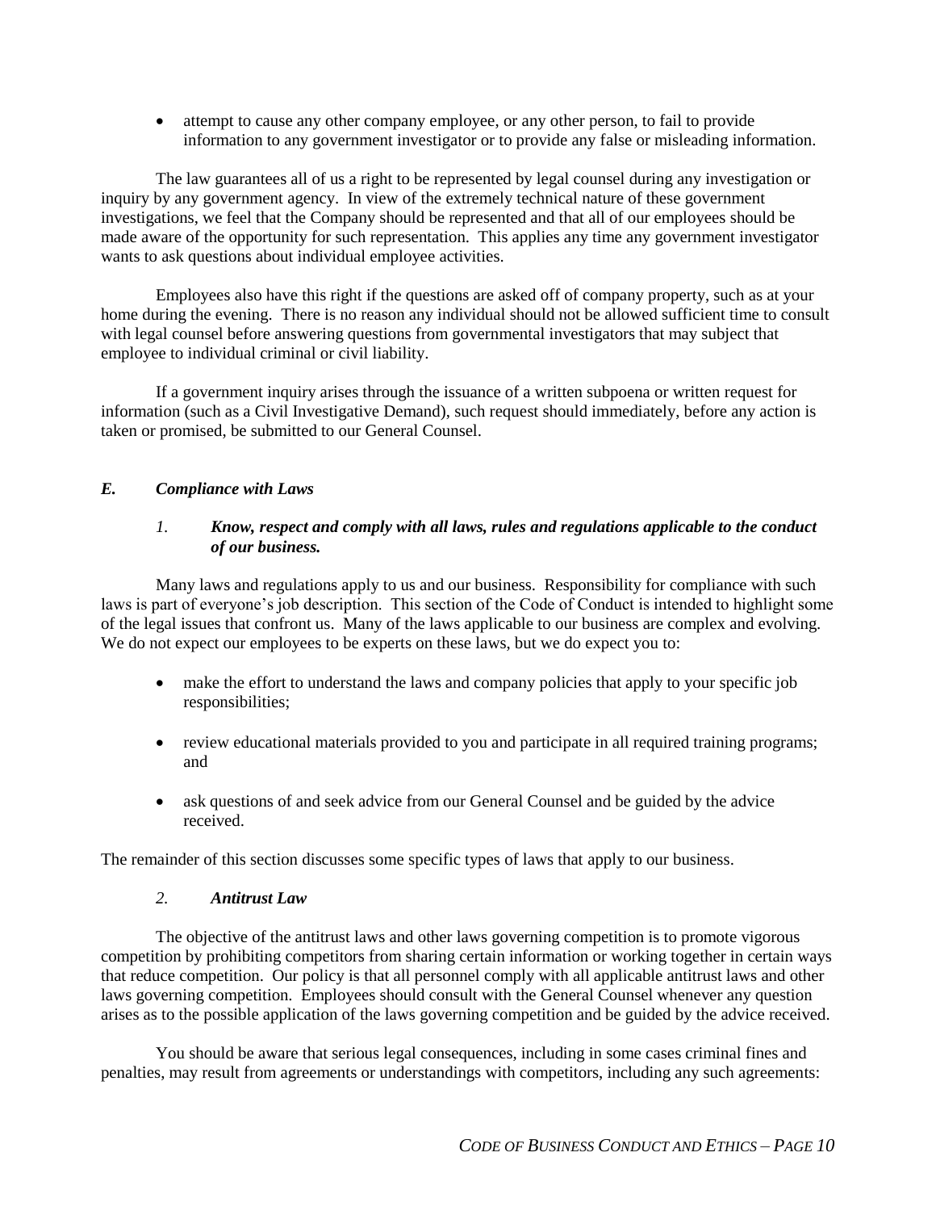- attempt to cause any other company employee, or any other person, to fail to provide information to any government investigator or to provide any false or misleading information.

The law guarantees all of us a right to be represented by legal counsel during any investigation or inquiry by any government agency. In view of the extremely technical nature of these government investigations, we feel that the Company should be represented and that all of our employees should be made aware of the opportunity for such representation. This applies any time any government investigator wants to ask questions about individual employee activities.

Employees also have this right if the questions are asked off of company property, such as at your home during the evening. There is no reason any individual should not be allowed sufficient time to consult with legal counsel before answering questions from governmental investigators that may subject that employee to individual criminal or civil liability.

If a government inquiry arises through the issuance of a written subpoena or written request for information (such as a Civil Investigative Demand), such request should immediately, before any action is taken or promised, be submitted to our General Counsel.

### *E. Compliance with Laws*

#### *1. Know, respect and comply with all laws, rules and regulations applicable to the conduct of our business.*

Many laws and regulations apply to us and our business. Responsibility for compliance with such laws is part of everyone's job description. This section of the Code of Conduct is intended to highlight some of the legal issues that confront us. Many of the laws applicable to our business are complex and evolving. We do not expect our employees to be experts on these laws, but we do expect you to:

- make the effort to understand the laws and company policies that apply to your specific job responsibilities;
- review educational materials provided to you and participate in all required training programs; and
- ask questions of and seek advice from our General Counsel and be guided by the advice received.

The remainder of this section discusses some specific types of laws that apply to our business.

#### *2. Antitrust Law*

The objective of the antitrust laws and other laws governing competition is to promote vigorous competition by prohibiting competitors from sharing certain information or working together in certain ways that reduce competition. Our policy is that all personnel comply with all applicable antitrust laws and other laws governing competition. Employees should consult with the General Counsel whenever any question arises as to the possible application of the laws governing competition and be guided by the advice received.

You should be aware that serious legal consequences, including in some cases criminal fines and penalties, may result from agreements or understandings with competitors, including any such agreements: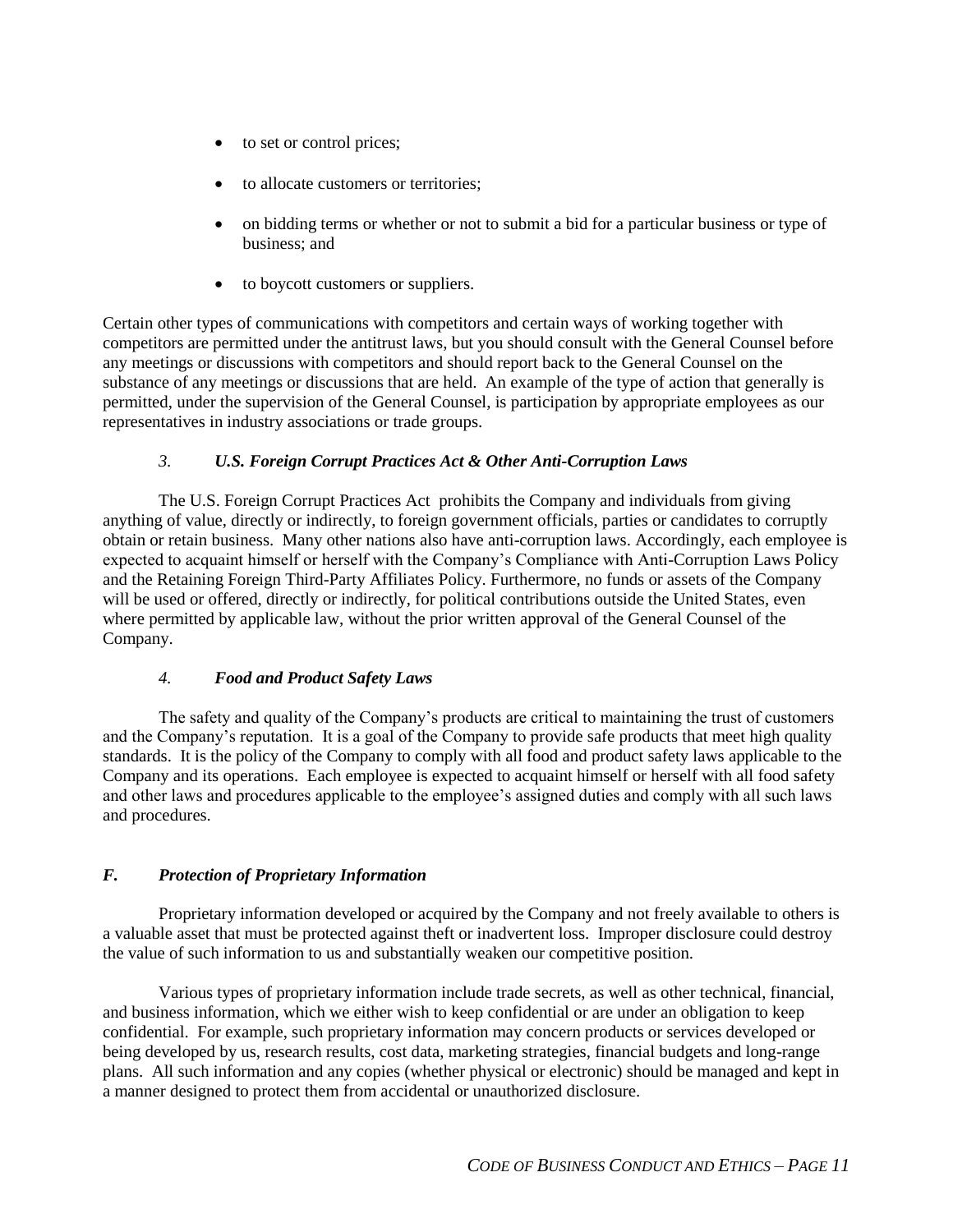- to set or control prices;
- to allocate customers or territories;
- on bidding terms or whether or not to submit a bid for a particular business or type of business; and
- to boycott customers or suppliers.

Certain other types of communications with competitors and certain ways of working together with competitors are permitted under the antitrust laws, but you should consult with the General Counsel before any meetings or discussions with competitors and should report back to the General Counsel on the substance of any meetings or discussions that are held. An example of the type of action that generally is permitted, under the supervision of the General Counsel, is participation by appropriate employees as our representatives in industry associations or trade groups.

#### *3. U.S. Foreign Corrupt Practices Act & Other Anti-Corruption Laws*

The U.S. Foreign Corrupt Practices Act prohibits the Company and individuals from giving anything of value, directly or indirectly, to foreign government officials, parties or candidates to corruptly obtain or retain business. Many other nations also have anti-corruption laws. Accordingly, each employee is expected to acquaint himself or herself with the Company's Compliance with Anti-Corruption Laws Policy and the Retaining Foreign Third-Party Affiliates Policy. Furthermore, no funds or assets of the Company will be used or offered, directly or indirectly, for political contributions outside the United States, even where permitted by applicable law, without the prior written approval of the General Counsel of the Company.

#### *4. Food and Product Safety Laws*

The safety and quality of the Company's products are critical to maintaining the trust of customers and the Company's reputation. It is a goal of the Company to provide safe products that meet high quality standards. It is the policy of the Company to comply with all food and product safety laws applicable to the Company and its operations. Each employee is expected to acquaint himself or herself with all food safety and other laws and procedures applicable to the employee's assigned duties and comply with all such laws and procedures.

### *F. Protection of Proprietary Information*

Proprietary information developed or acquired by the Company and not freely available to others is a valuable asset that must be protected against theft or inadvertent loss. Improper disclosure could destroy the value of such information to us and substantially weaken our competitive position.

Various types of proprietary information include trade secrets, as well as other technical, financial, and business information, which we either wish to keep confidential or are under an obligation to keep confidential. For example, such proprietary information may concern products or services developed or being developed by us, research results, cost data, marketing strategies, financial budgets and long-range plans. All such information and any copies (whether physical or electronic) should be managed and kept in a manner designed to protect them from accidental or unauthorized disclosure.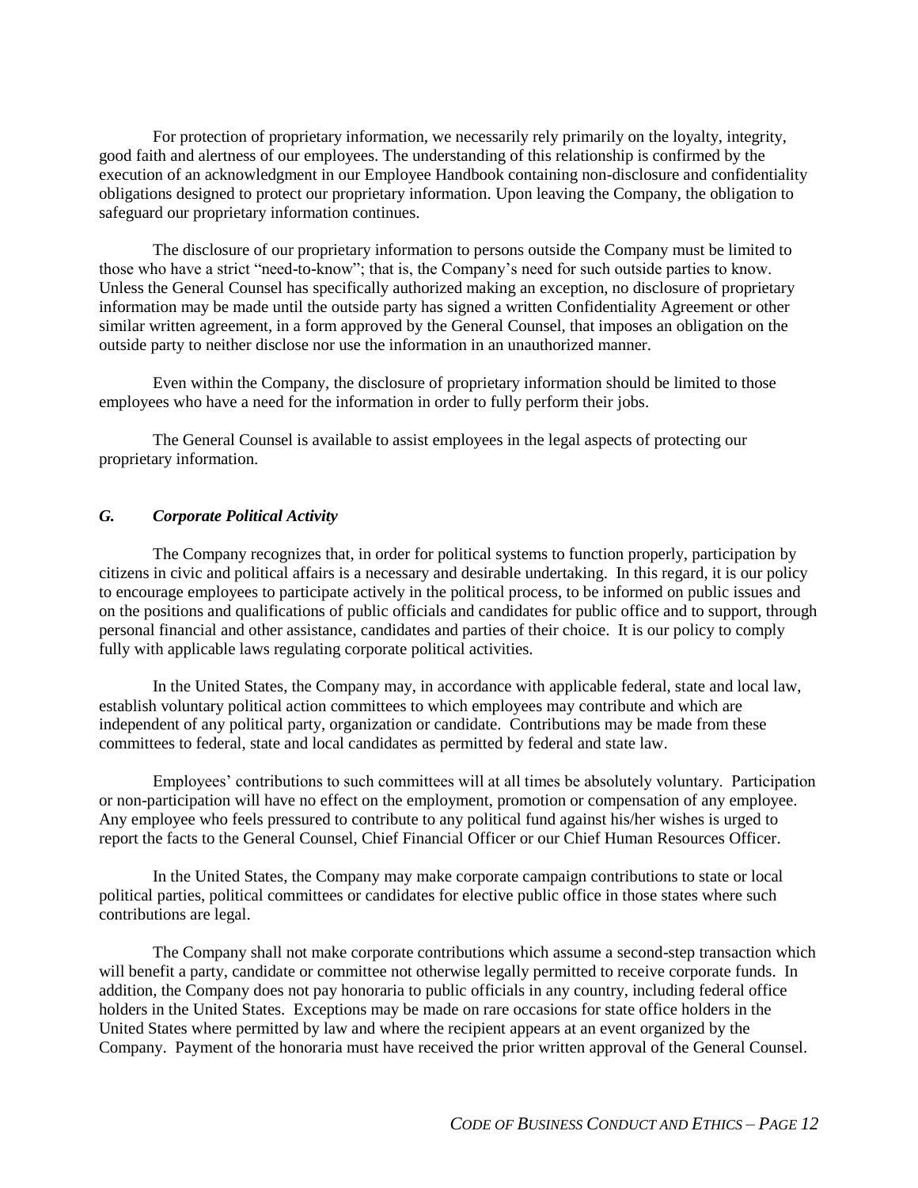For protection of proprietary information, we necessarily rely primarily on the loyalty, integrity, good faith and alertness of our employees. The understanding of this relationship is confirmed by the execution of an acknowledgment in our Employee Handbook containing non-disclosure and confidentiality obligations designed to protect our proprietary information. Upon leaving the Company, the obligation to safeguard our proprietary information continues.

The disclosure of our proprietary information to persons outside the Company must be limited to those who have a strict "need-to-know"; that is, the Company's need for such outside parties to know. Unless the General Counsel has specifically authorized making an exception, no disclosure of proprietary information may be made until the outside party has signed a written Confidentiality Agreement or other similar written agreement, in a form approved by the General Counsel, that imposes an obligation on the outside party to neither disclose nor use the information in an unauthorized manner.

Even within the Company, the disclosure of proprietary information should be limited to those employees who have a need for the information in order to fully perform their jobs.

The General Counsel is available to assist employees in the legal aspects of protecting our proprietary information.

### *G. Corporate Political Activity*

The Company recognizes that, in order for political systems to function properly, participation by citizens in civic and political affairs is a necessary and desirable undertaking. In this regard, it is our policy to encourage employees to participate actively in the political process, to be informed on public issues and on the positions and qualifications of public officials and candidates for public office and to support, through personal financial and other assistance, candidates and parties of their choice. It is our policy to comply fully with applicable laws regulating corporate political activities.

In the United States, the Company may, in accordance with applicable federal, state and local law, establish voluntary political action committees to which employees may contribute and which are independent of any political party, organization or candidate. Contributions may be made from these committees to federal, state and local candidates as permitted by federal and state law.

Employees' contributions to such committees will at all times be absolutely voluntary. Participation or non-participation will have no effect on the employment, promotion or compensation of any employee. Any employee who feels pressured to contribute to any political fund against his/her wishes is urged to report the facts to the General Counsel, Chief Financial Officer or our Chief Human Resources Officer.

In the United States, the Company may make corporate campaign contributions to state or local political parties, political committees or candidates for elective public office in those states where such contributions are legal.

The Company shall not make corporate contributions which assume a second-step transaction which will benefit a party, candidate or committee not otherwise legally permitted to receive corporate funds. In addition, the Company does not pay honoraria to public officials in any country, including federal office holders in the United States. Exceptions may be made on rare occasions for state office holders in the United States where permitted by law and where the recipient appears at an event organized by the Company. Payment of the honoraria must have received the prior written approval of the General Counsel.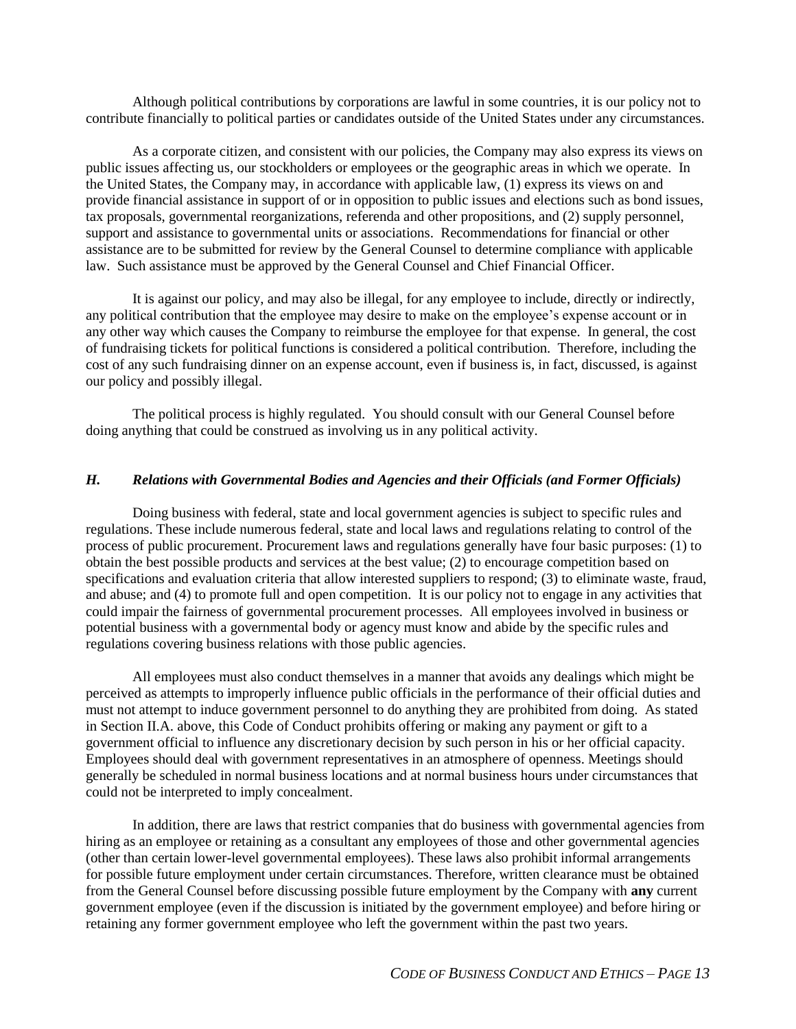Although political contributions by corporations are lawful in some countries, it is our policy not to contribute financially to political parties or candidates outside of the United States under any circumstances.

As a corporate citizen, and consistent with our policies, the Company may also express its views on public issues affecting us, our stockholders or employees or the geographic areas in which we operate. In the United States, the Company may, in accordance with applicable law, (1) express its views on and provide financial assistance in support of or in opposition to public issues and elections such as bond issues, tax proposals, governmental reorganizations, referenda and other propositions, and (2) supply personnel, support and assistance to governmental units or associations. Recommendations for financial or other assistance are to be submitted for review by the General Counsel to determine compliance with applicable law. Such assistance must be approved by the General Counsel and Chief Financial Officer.

It is against our policy, and may also be illegal, for any employee to include, directly or indirectly, any political contribution that the employee may desire to make on the employee's expense account or in any other way which causes the Company to reimburse the employee for that expense. In general, the cost of fundraising tickets for political functions is considered a political contribution. Therefore, including the cost of any such fundraising dinner on an expense account, even if business is, in fact, discussed, is against our policy and possibly illegal.

The political process is highly regulated. You should consult with our General Counsel before doing anything that could be construed as involving us in any political activity.

### *H. Relations with Governmental Bodies and Agencies and their Officials (and Former Officials)*

Doing business with federal, state and local government agencies is subject to specific rules and regulations. These include numerous federal, state and local laws and regulations relating to control of the process of public procurement. Procurement laws and regulations generally have four basic purposes: (1) to obtain the best possible products and services at the best value; (2) to encourage competition based on specifications and evaluation criteria that allow interested suppliers to respond; (3) to eliminate waste, fraud, and abuse; and (4) to promote full and open competition. It is our policy not to engage in any activities that could impair the fairness of governmental procurement processes. All employees involved in business or potential business with a governmental body or agency must know and abide by the specific rules and regulations covering business relations with those public agencies.

All employees must also conduct themselves in a manner that avoids any dealings which might be perceived as attempts to improperly influence public officials in the performance of their official duties and must not attempt to induce government personnel to do anything they are prohibited from doing. As stated in Section II.A. above, this Code of Conduct prohibits offering or making any payment or gift to a government official to influence any discretionary decision by such person in his or her official capacity. Employees should deal with government representatives in an atmosphere of openness. Meetings should generally be scheduled in normal business locations and at normal business hours under circumstances that could not be interpreted to imply concealment.

In addition, there are laws that restrict companies that do business with governmental agencies from hiring as an employee or retaining as a consultant any employees of those and other governmental agencies (other than certain lower-level governmental employees). These laws also prohibit informal arrangements for possible future employment under certain circumstances. Therefore, written clearance must be obtained from the General Counsel before discussing possible future employment by the Company with **any** current government employee (even if the discussion is initiated by the government employee) and before hiring or retaining any former government employee who left the government within the past two years.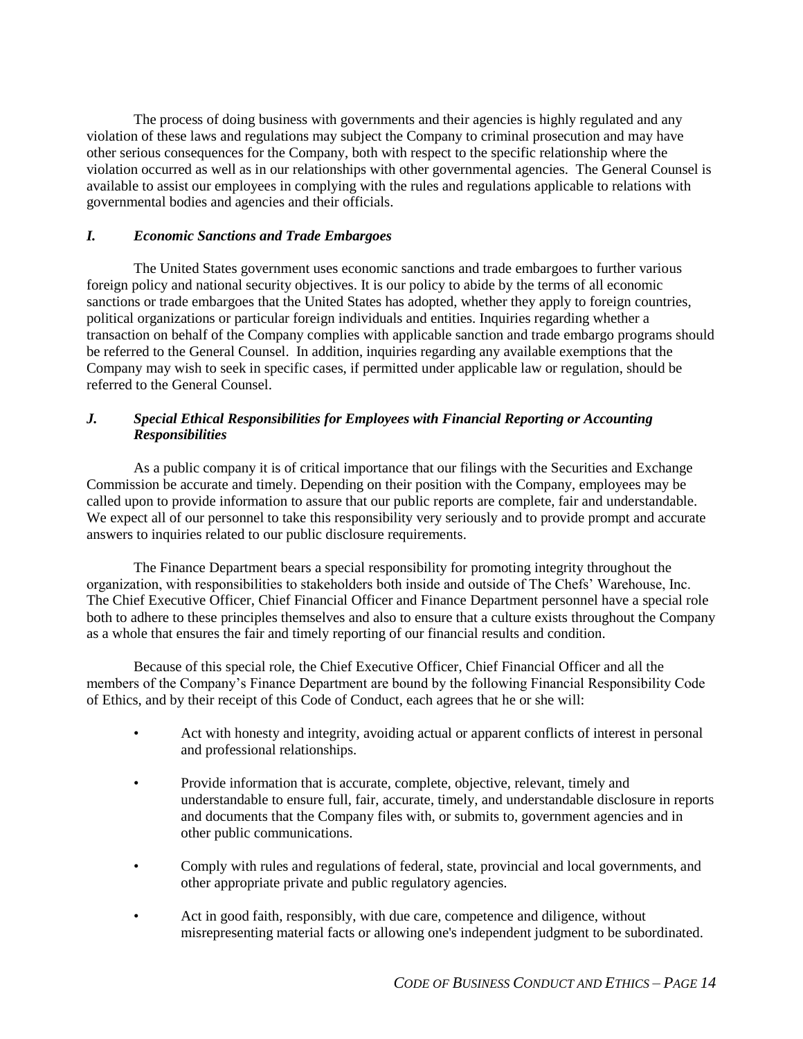The process of doing business with governments and their agencies is highly regulated and any violation of these laws and regulations may subject the Company to criminal prosecution and may have other serious consequences for the Company, both with respect to the specific relationship where the violation occurred as well as in our relationships with other governmental agencies. The General Counsel is available to assist our employees in complying with the rules and regulations applicable to relations with governmental bodies and agencies and their officials.

### *I. Economic Sanctions and Trade Embargoes*

The United States government uses economic sanctions and trade embargoes to further various foreign policy and national security objectives. It is our policy to abide by the terms of all economic sanctions or trade embargoes that the United States has adopted, whether they apply to foreign countries, political organizations or particular foreign individuals and entities. Inquiries regarding whether a transaction on behalf of the Company complies with applicable sanction and trade embargo programs should be referred to the General Counsel. In addition, inquiries regarding any available exemptions that the Company may wish to seek in specific cases, if permitted under applicable law or regulation, should be referred to the General Counsel.

### *J. Special Ethical Responsibilities for Employees with Financial Reporting or Accounting Responsibilities*

As a public company it is of critical importance that our filings with the Securities and Exchange Commission be accurate and timely. Depending on their position with the Company, employees may be called upon to provide information to assure that our public reports are complete, fair and understandable. We expect all of our personnel to take this responsibility very seriously and to provide prompt and accurate answers to inquiries related to our public disclosure requirements.

The Finance Department bears a special responsibility for promoting integrity throughout the organization, with responsibilities to stakeholders both inside and outside of The Chefs' Warehouse, Inc. The Chief Executive Officer, Chief Financial Officer and Finance Department personnel have a special role both to adhere to these principles themselves and also to ensure that a culture exists throughout the Company as a whole that ensures the fair and timely reporting of our financial results and condition.

Because of this special role, the Chief Executive Officer, Chief Financial Officer and all the members of the Company's Finance Department are bound by the following Financial Responsibility Code of Ethics, and by their receipt of this Code of Conduct, each agrees that he or she will:

- Act with honesty and integrity, avoiding actual or apparent conflicts of interest in personal and professional relationships.
- Provide information that is accurate, complete, objective, relevant, timely and understandable to ensure full, fair, accurate, timely, and understandable disclosure in reports and documents that the Company files with, or submits to, government agencies and in other public communications.
- Comply with rules and regulations of federal, state, provincial and local governments, and other appropriate private and public regulatory agencies.
- Act in good faith, responsibly, with due care, competence and diligence, without misrepresenting material facts or allowing one's independent judgment to be subordinated.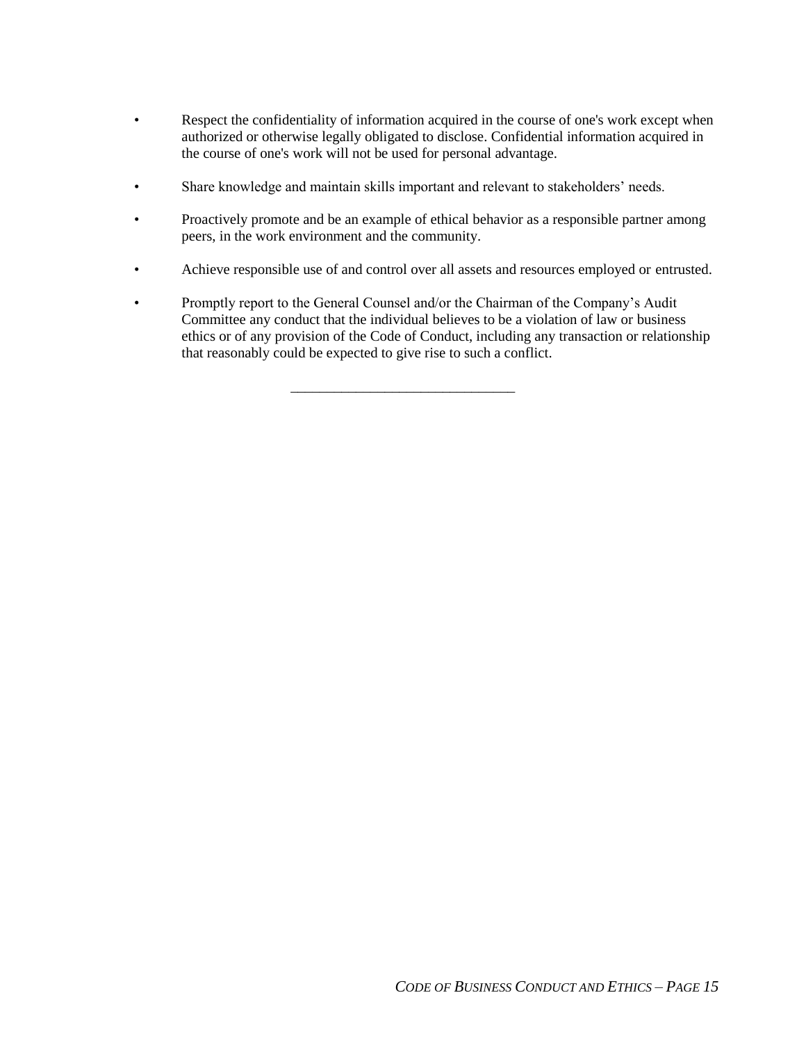- Respect the confidentiality of information acquired in the course of one's work except when authorized or otherwise legally obligated to disclose. Confidential information acquired in the course of one's work will not be used for personal advantage.

- Share knowledge and maintain skills important and relevant to stakeholders' needs.

- Proactively promote and be an example of ethical behavior as a responsible partner among peers, in the work environment and the community.

- Achieve responsible use of and control over all assets and resources employed or entrusted.

- Promptly report to the General Counsel and/or the Chairman of the Company's Audit Committee any conduct that the individual believes to be a violation of law or business ethics or of any provision of the Code of Conduct, including any transaction or relationship that reasonably could be expected to give rise to such a conflict.

______________________________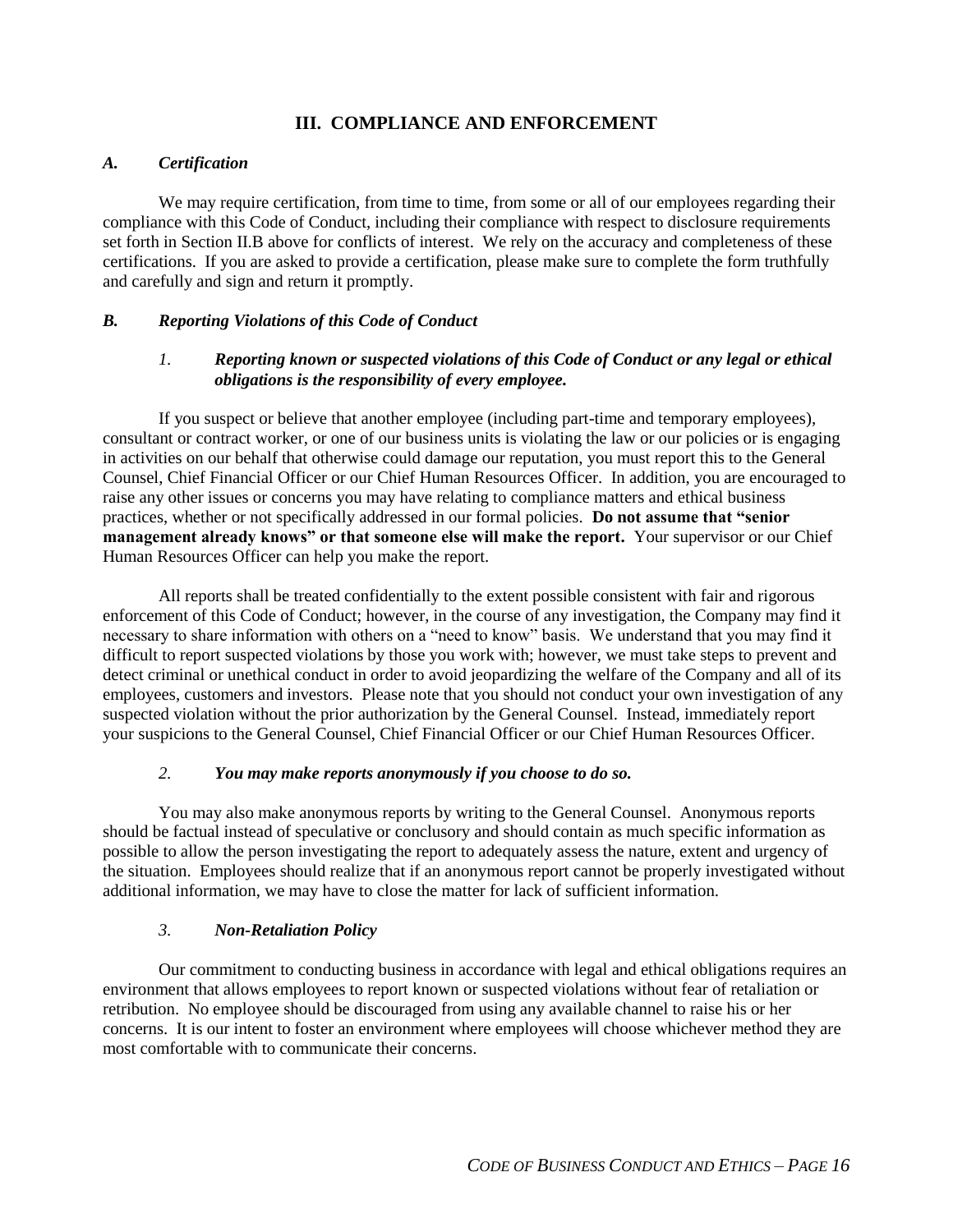## III. COMPLIANCE AND ENFORCEMENT

### *A. Certification*

We may require certification, from time to time, from some or all of our employees regarding their compliance with this Code of Conduct, including their compliance with respect to disclosure requirements set forth in Section II.B above for conflicts of interest. We rely on the accuracy and completeness of these certifications. If you are asked to provide a certification, please make sure to complete the form truthfully and carefully and sign and return it promptly.

### *B. Reporting Violations of this Code of Conduct*

#### *1. Reporting known or suspected violations of this Code of Conduct or any legal or ethical obligations is the responsibility of every employee.*

If you suspect or believe that another employee (including part-time and temporary employees), consultant or contract worker, or one of our business units is violating the law or our policies or is engaging in activities on our behalf that otherwise could damage our reputation, you must report this to the General Counsel, Chief Financial Officer or our Chief Human Resources Officer. In addition, you are encouraged to raise any other issues or concerns you may have relating to compliance matters and ethical business practices, whether or not specifically addressed in our formal policies. **Do not assume that "senior management already knows" or that someone else will make the report.** Your supervisor or our Chief Human Resources Officer can help you make the report.

All reports shall be treated confidentially to the extent possible consistent with fair and rigorous enforcement of this Code of Conduct; however, in the course of any investigation, the Company may find it necessary to share information with others on a "need to know" basis. We understand that you may find it difficult to report suspected violations by those you work with; however, we must take steps to prevent and detect criminal or unethical conduct in order to avoid jeopardizing the welfare of the Company and all of its employees, customers and investors. Please note that you should not conduct your own investigation of any suspected violation without the prior authorization by the General Counsel. Instead, immediately report your suspicions to the General Counsel, Chief Financial Officer or our Chief Human Resources Officer.

#### *2. You may make reports anonymously if you choose to do so.*

You may also make anonymous reports by writing to the General Counsel. Anonymous reports should be factual instead of speculative or conclusory and should contain as much specific information as possible to allow the person investigating the report to adequately assess the nature, extent and urgency of the situation. Employees should realize that if an anonymous report cannot be properly investigated without additional information, we may have to close the matter for lack of sufficient information.

#### *3. Non-Retaliation Policy*

Our commitment to conducting business in accordance with legal and ethical obligations requires an environment that allows employees to report known or suspected violations without fear of retaliation or retribution. No employee should be discouraged from using any available channel to raise his or her concerns. It is our intent to foster an environment where employees will choose whichever method they are most comfortable with to communicate their concerns.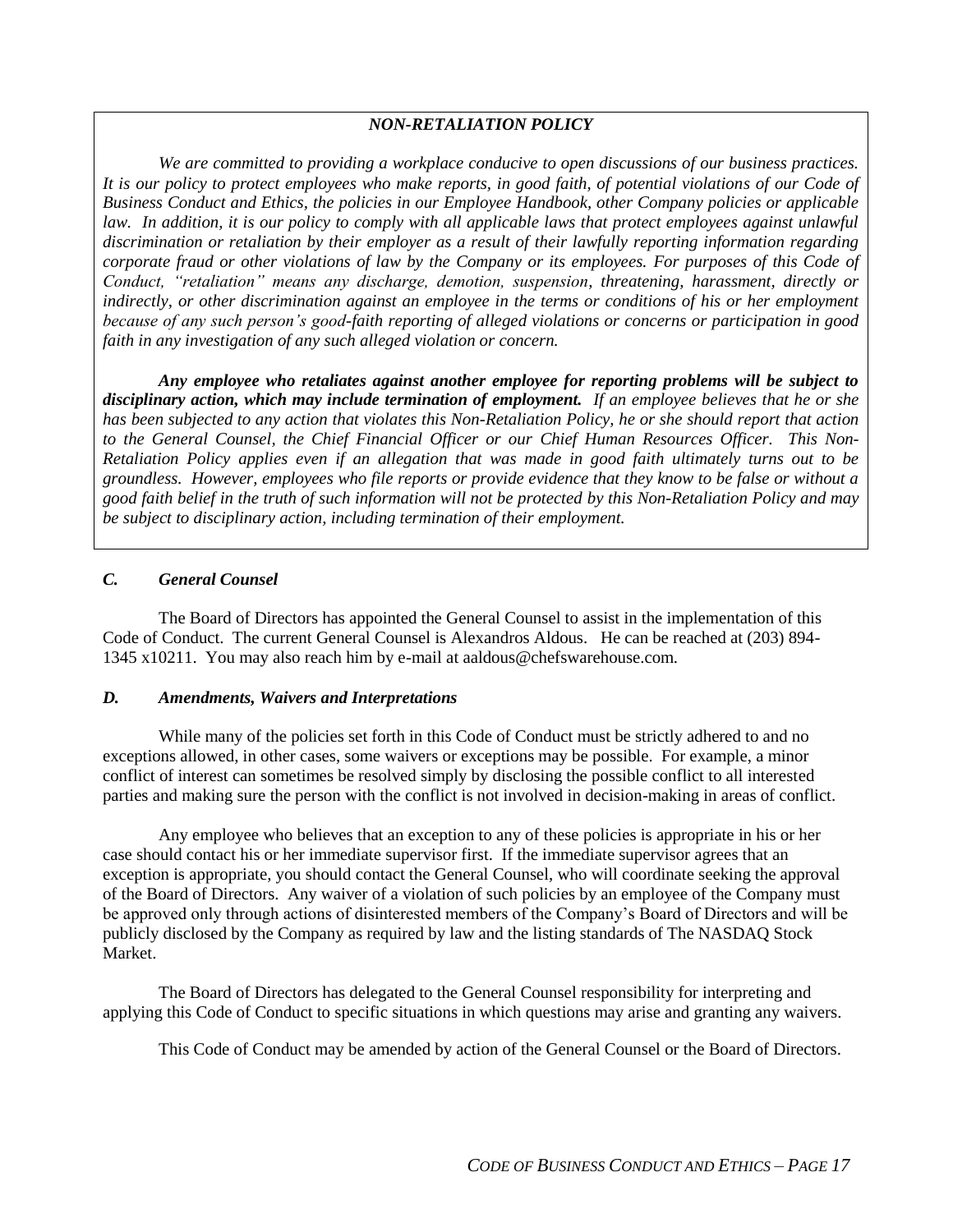***NON-RETALIATION POLICY***

*We are committed to providing a workplace conducive to open discussions of our business practices. It is our policy to protect employees who make reports, in good faith, of potential violations of our Code of Business Conduct and Ethics, the policies in our Employee Handbook, other Company policies or applicable law. In addition, it is our policy to comply with all applicable laws that protect employees against unlawful discrimination or retaliation by their employer as a result of their lawfully reporting information regarding corporate fraud or other violations of law by the Company or its employees. For purposes of this Code of Conduct, "retaliation" means any discharge, demotion, suspension, threatening, harassment, directly or indirectly, or other discrimination against an employee in the terms or conditions of his or her employment because of any such person's good-faith reporting of alleged violations or concerns or participation in good faith in any investigation of any such alleged violation or concern.*

***Any employee who retaliates against another employee for reporting problems will be subject to disciplinary action, which may include termination of employment.*** *If an employee believes that he or she has been subjected to any action that violates this Non-Retaliation Policy, he or she should report that action to the General Counsel, the Chief Financial Officer or our Chief Human Resources Officer. This Non-Retaliation Policy applies even if an allegation that was made in good faith ultimately turns out to be groundless. However, employees who file reports or provide evidence that they know to be false or without a good faith belief in the truth of such information will not be protected by this Non-Retaliation Policy and may be subject to disciplinary action, including termination of their employment.*

### *C. General Counsel*

The Board of Directors has appointed the General Counsel to assist in the implementation of this Code of Conduct. The current General Counsel is Alexandros Aldous. He can be reached at (203) 894-1345 x10211. You may also reach him by e-mail at aaldous@chefswarehouse.com.

### *D. Amendments, Waivers and Interpretations*

While many of the policies set forth in this Code of Conduct must be strictly adhered to and no exceptions allowed, in other cases, some waivers or exceptions may be possible. For example, a minor conflict of interest can sometimes be resolved simply by disclosing the possible conflict to all interested parties and making sure the person with the conflict is not involved in decision-making in areas of conflict.

Any employee who believes that an exception to any of these policies is appropriate in his or her case should contact his or her immediate supervisor first. If the immediate supervisor agrees that an exception is appropriate, you should contact the General Counsel, who will coordinate seeking the approval of the Board of Directors. Any waiver of a violation of such policies by an employee of the Company must be approved only through actions of disinterested members of the Company's Board of Directors and will be publicly disclosed by the Company as required by law and the listing standards of The NASDAQ Stock Market.

The Board of Directors has delegated to the General Counsel responsibility for interpreting and applying this Code of Conduct to specific situations in which questions may arise and granting any waivers.

This Code of Conduct may be amended by action of the General Counsel or the Board of Directors.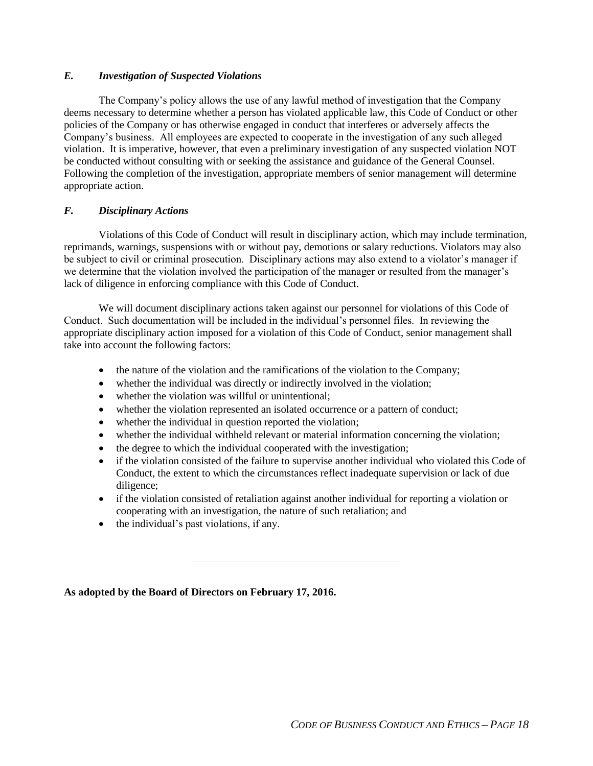### *E. Investigation of Suspected Violations*

The Company's policy allows the use of any lawful method of investigation that the Company deems necessary to determine whether a person has violated applicable law, this Code of Conduct or other policies of the Company or has otherwise engaged in conduct that interferes or adversely affects the Company's business. All employees are expected to cooperate in the investigation of any such alleged violation. It is imperative, however, that even a preliminary investigation of any suspected violation NOT be conducted without consulting with or seeking the assistance and guidance of the General Counsel. Following the completion of the investigation, appropriate members of senior management will determine appropriate action.

### *F. Disciplinary Actions*

Violations of this Code of Conduct will result in disciplinary action, which may include termination, reprimands, warnings, suspensions with or without pay, demotions or salary reductions. Violators may also be subject to civil or criminal prosecution. Disciplinary actions may also extend to a violator's manager if we determine that the violation involved the participation of the manager or resulted from the manager's lack of diligence in enforcing compliance with this Code of Conduct.

We will document disciplinary actions taken against our personnel for violations of this Code of Conduct. Such documentation will be included in the individual's personnel files. In reviewing the appropriate disciplinary action imposed for a violation of this Code of Conduct, senior management shall take into account the following factors:

- the nature of the violation and the ramifications of the violation to the Company;
- whether the individual was directly or indirectly involved in the violation;
- whether the violation was willful or unintentional;
- whether the violation represented an isolated occurrence or a pattern of conduct;
- whether the individual in question reported the violation;
- whether the individual withheld relevant or material information concerning the violation;
- the degree to which the individual cooperated with the investigation;
- if the violation consisted of the failure to supervise another individual who violated this Code of Conduct, the extent to which the circumstances reflect inadequate supervision or lack of due diligence;
- if the violation consisted of retaliation against another individual for reporting a violation or cooperating with an investigation, the nature of such retaliation; and
- the individual's past violations, if any.

---

**As adopted by the Board of Directors on February 17, 2016.**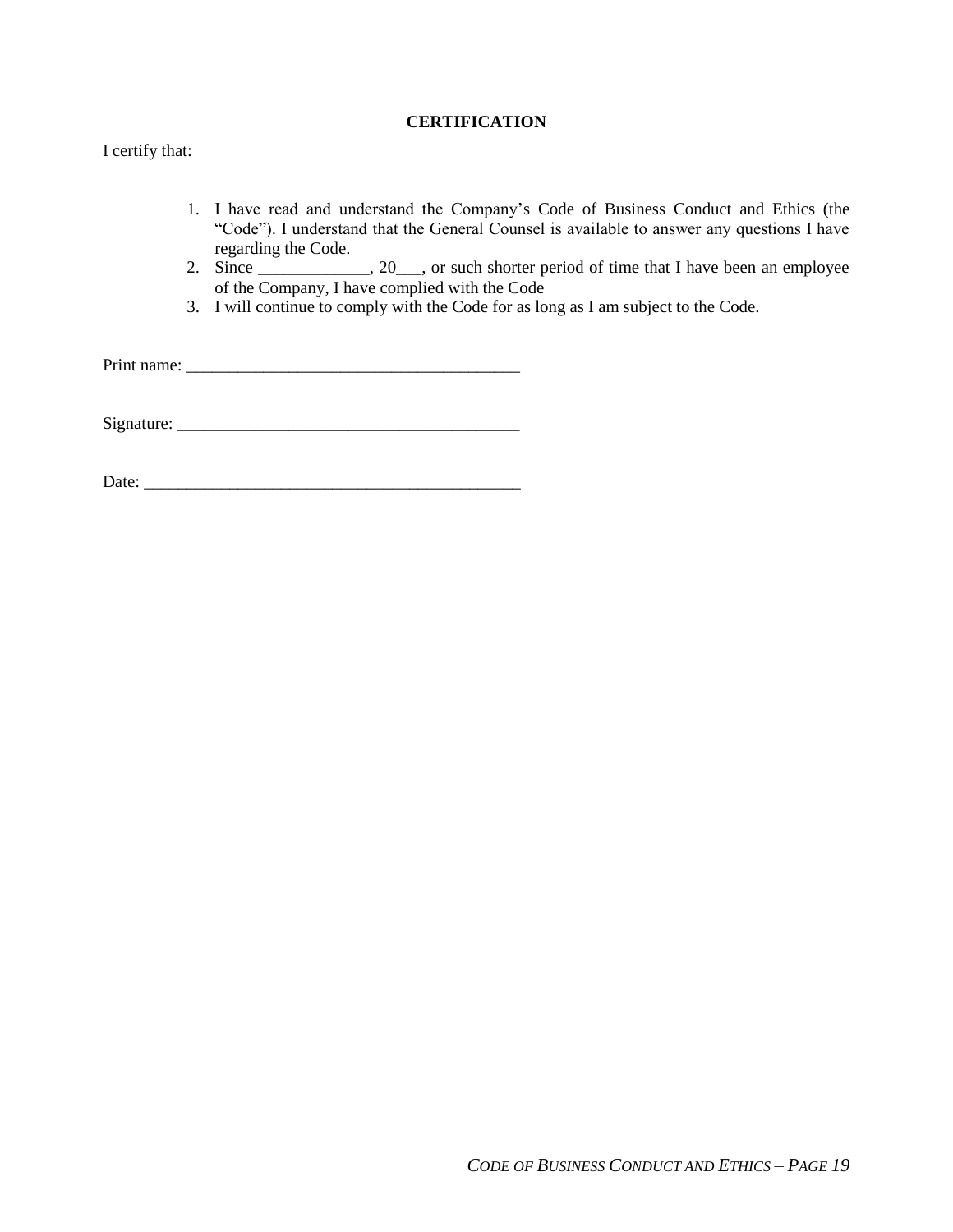**CERTIFICATION**

I certify that:

1. I have read and understand the Company's Code of Business Conduct and Ethics (the "Code"). I understand that the General Counsel is available to answer any questions I have regarding the Code.
2. Since _____________, 20___, or such shorter period of time that I have been an employee of the Company, I have complied with the Code
3. I will continue to comply with the Code for as long as I am subject to the Code.

Print name: _______________________________________

Signature: ________________________________________

Date: ____________________________________________